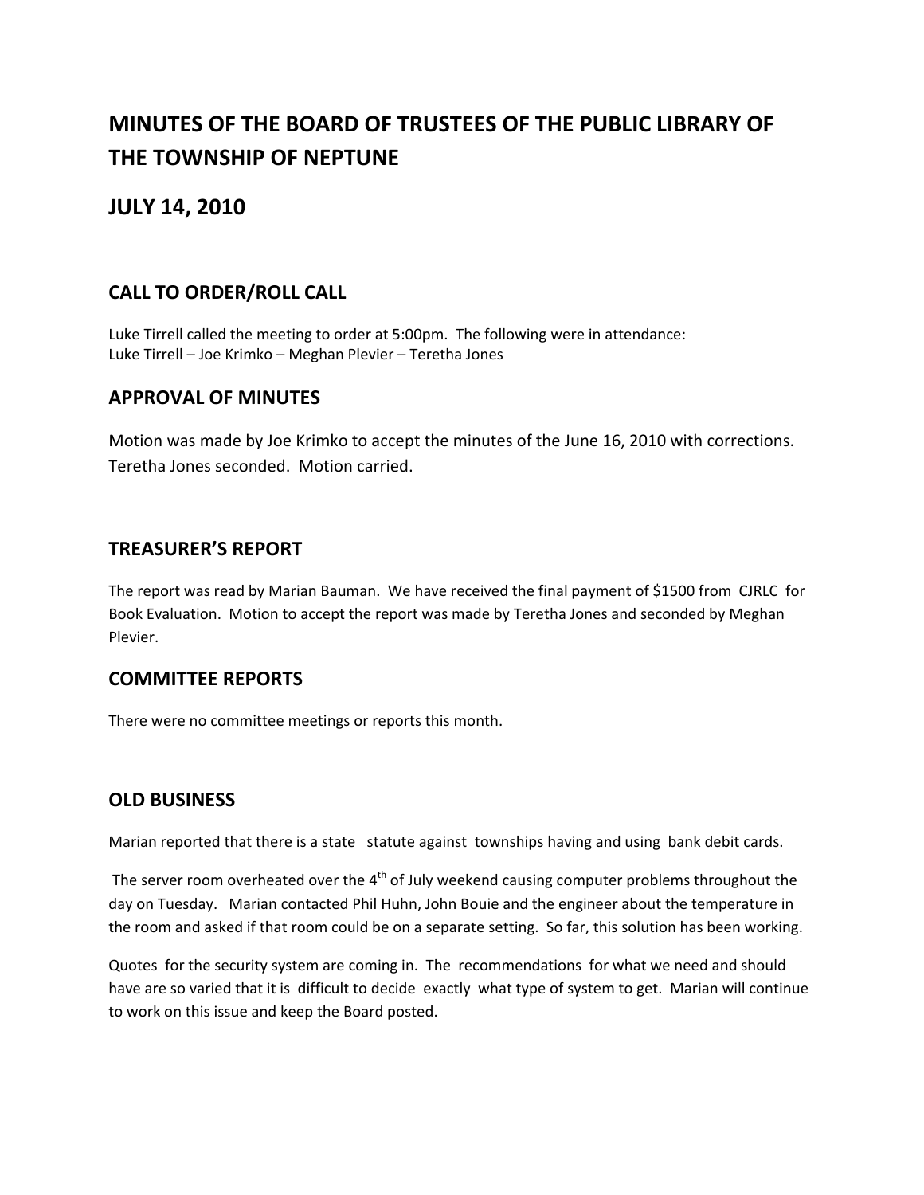# MINUTES OF THE BOARD OF TRUSTEES OF THE PUBLIC LIBRARY OF THE TOWNSHIP OF NEPTUNE

## JULY 14, 2010

### CALL TO ORDER/ROLL CALL

Luke Tirrell called the meeting to order at 5:00pm. The following were in attendance:
Luke Tirrell – Joe Krimko – Meghan Plevier – Teretha Jones

### APPROVAL OF MINUTES

Motion was made by Joe Krimko to accept the minutes of the June 16, 2010 with corrections. Teretha Jones seconded. Motion carried.

### TREASURER'S REPORT

The report was read by Marian Bauman. We have received the final payment of $1500 from CJRLC for Book Evaluation. Motion to accept the report was made by Teretha Jones and seconded by Meghan Plevier.

### COMMITTEE REPORTS

There were no committee meetings or reports this month.

### OLD BUSINESS

Marian reported that there is a state statute against townships having and using bank debit cards.

The server room overheated over the 4th of July weekend causing computer problems throughout the day on Tuesday. Marian contacted Phil Huhn, John Bouie and the engineer about the temperature in the room and asked if that room could be on a separate setting. So far, this solution has been working.

Quotes for the security system are coming in. The recommendations for what we need and should have are so varied that it is difficult to decide exactly what type of system to get. Marian will continue to work on this issue and keep the Board posted.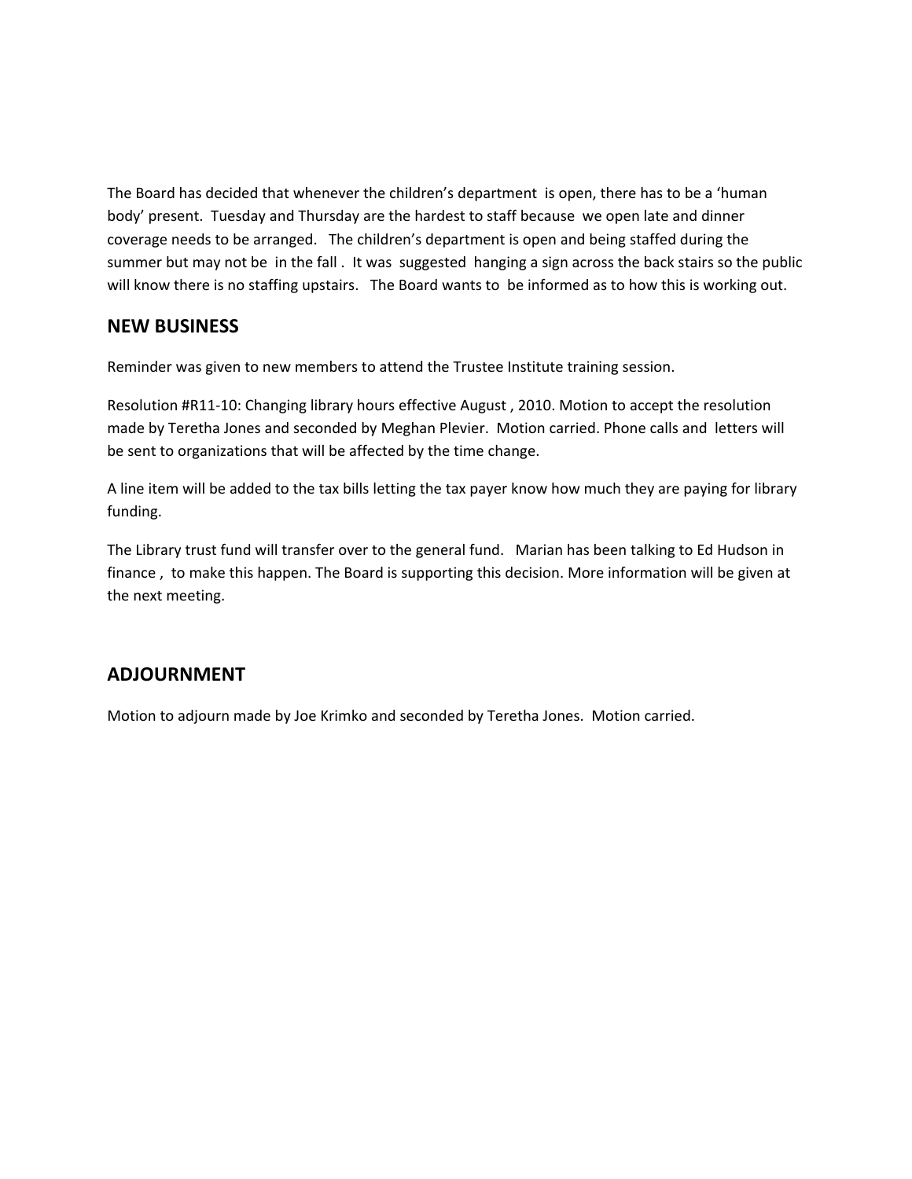The Board has decided that whenever the children's department is open, there has to be a 'human body' present. Tuesday and Thursday are the hardest to staff because we open late and dinner coverage needs to be arranged. The children's department is open and being staffed during the summer but may not be in the fall . It was suggested hanging a sign across the back stairs so the public will know there is no staffing upstairs. The Board wants to be informed as to how this is working out.

## NEW BUSINESS

Reminder was given to new members to attend the Trustee Institute training session.

Resolution #R11-10: Changing library hours effective August , 2010. Motion to accept the resolution made by Teretha Jones and seconded by Meghan Plevier. Motion carried. Phone calls and letters will be sent to organizations that will be affected by the time change.

A line item will be added to the tax bills letting the tax payer know how much they are paying for library funding.

The Library trust fund will transfer over to the general fund. Marian has been talking to Ed Hudson in finance , to make this happen. The Board is supporting this decision. More information will be given at the next meeting.

## ADJOURNMENT

Motion to adjourn made by Joe Krimko and seconded by Teretha Jones. Motion carried.